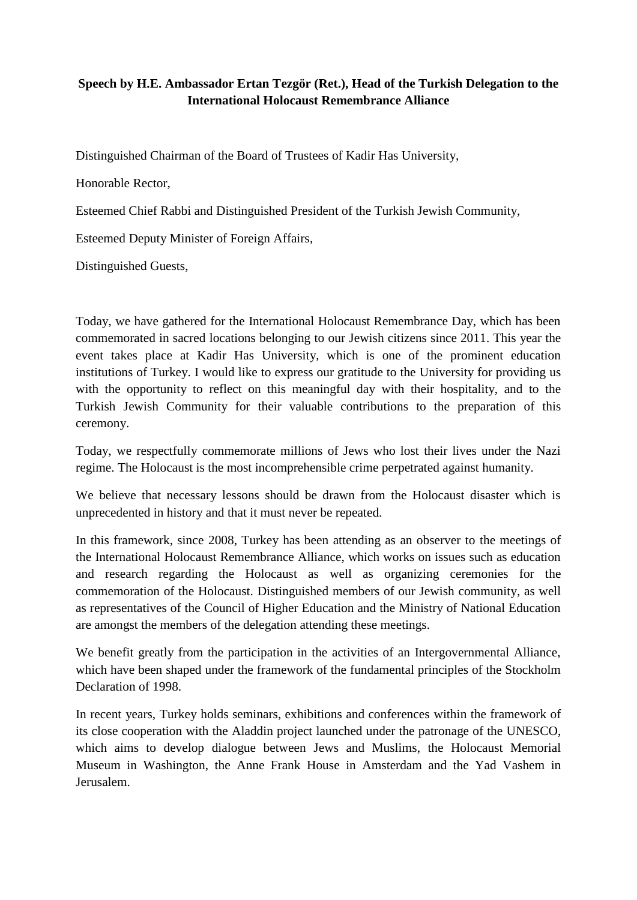**Speech by H.E. Ambassador Ertan Tezgör (Ret.), Head of the Turkish Delegation to the International Holocaust Remembrance Alliance**

Distinguished Chairman of the Board of Trustees of Kadir Has University,

Honorable Rector,

Esteemed Chief Rabbi and Distinguished President of the Turkish Jewish Community,

Esteemed Deputy Minister of Foreign Affairs,

Distinguished Guests,

Today, we have gathered for the International Holocaust Remembrance Day, which has been commemorated in sacred locations belonging to our Jewish citizens since 2011. This year the event takes place at Kadir Has University, which is one of the prominent education institutions of Turkey. I would like to express our gratitude to the University for providing us with the opportunity to reflect on this meaningful day with their hospitality, and to the Turkish Jewish Community for their valuable contributions to the preparation of this ceremony.

Today, we respectfully commemorate millions of Jews who lost their lives under the Nazi regime. The Holocaust is the most incomprehensible crime perpetrated against humanity.

We believe that necessary lessons should be drawn from the Holocaust disaster which is unprecedented in history and that it must never be repeated.

In this framework, since 2008, Turkey has been attending as an observer to the meetings of the International Holocaust Remembrance Alliance, which works on issues such as education and research regarding the Holocaust as well as organizing ceremonies for the commemoration of the Holocaust. Distinguished members of our Jewish community, as well as representatives of the Council of Higher Education and the Ministry of National Education are amongst the members of the delegation attending these meetings.

We benefit greatly from the participation in the activities of an Intergovernmental Alliance, which have been shaped under the framework of the fundamental principles of the Stockholm Declaration of 1998.

In recent years, Turkey holds seminars, exhibitions and conferences within the framework of its close cooperation with the Aladdin project launched under the patronage of the UNESCO, which aims to develop dialogue between Jews and Muslims, the Holocaust Memorial Museum in Washington, the Anne Frank House in Amsterdam and the Yad Vashem in Jerusalem.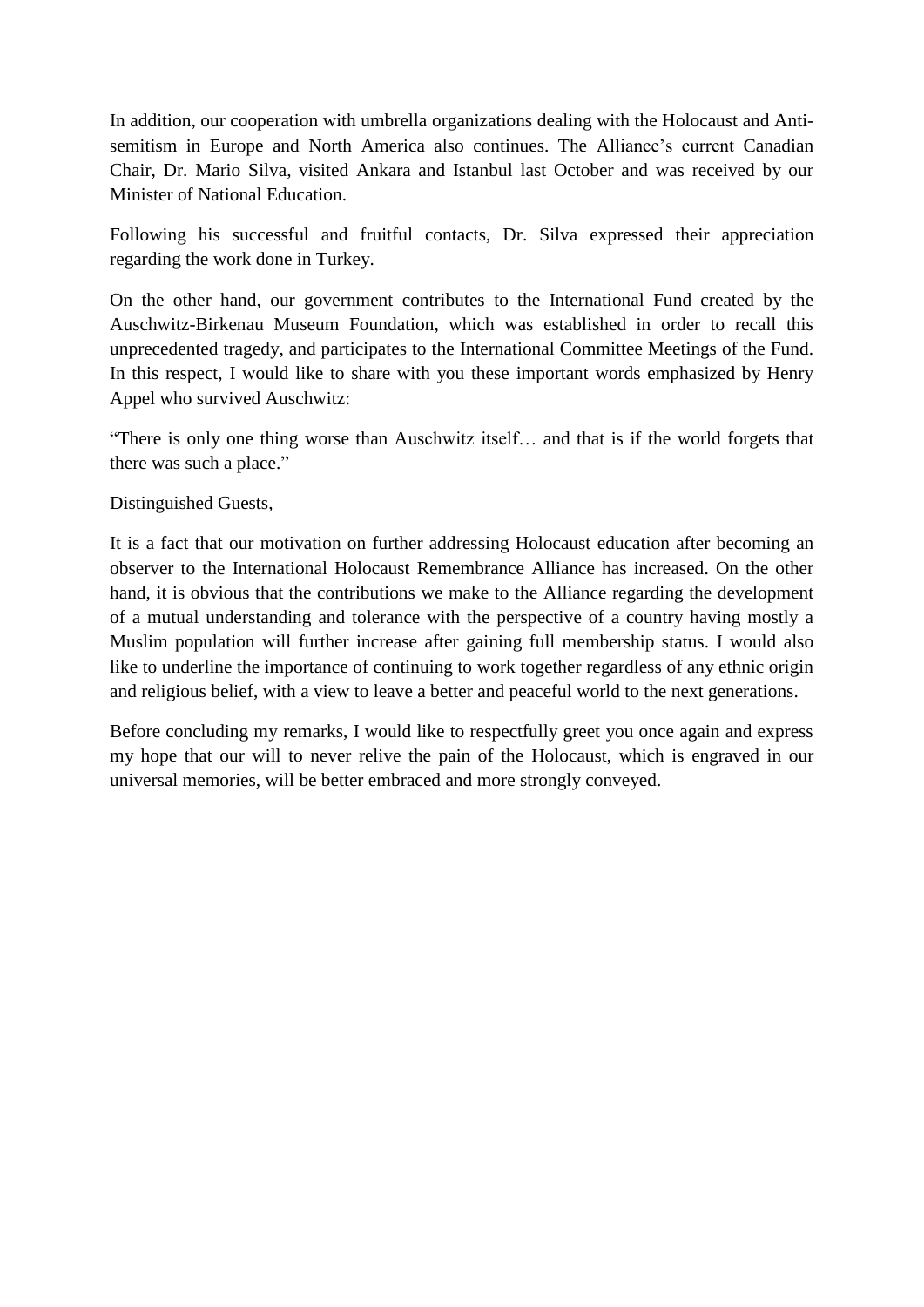In addition, our cooperation with umbrella organizations dealing with the Holocaust and Anti-semitism in Europe and North America also continues. The Alliance's current Canadian Chair, Dr. Mario Silva, visited Ankara and Istanbul last October and was received by our Minister of National Education.

Following his successful and fruitful contacts, Dr. Silva expressed their appreciation regarding the work done in Turkey.

On the other hand, our government contributes to the International Fund created by the Auschwitz-Birkenau Museum Foundation, which was established in order to recall this unprecedented tragedy, and participates to the International Committee Meetings of the Fund. In this respect, I would like to share with you these important words emphasized by Henry Appel who survived Auschwitz:

"There is only one thing worse than Auschwitz itself… and that is if the world forgets that there was such a place."

Distinguished Guests,

It is a fact that our motivation on further addressing Holocaust education after becoming an observer to the International Holocaust Remembrance Alliance has increased. On the other hand, it is obvious that the contributions we make to the Alliance regarding the development of a mutual understanding and tolerance with the perspective of a country having mostly a Muslim population will further increase after gaining full membership status. I would also like to underline the importance of continuing to work together regardless of any ethnic origin and religious belief, with a view to leave a better and peaceful world to the next generations.

Before concluding my remarks, I would like to respectfully greet you once again and express my hope that our will to never relive the pain of the Holocaust, which is engraved in our universal memories, will be better embraced and more strongly conveyed.